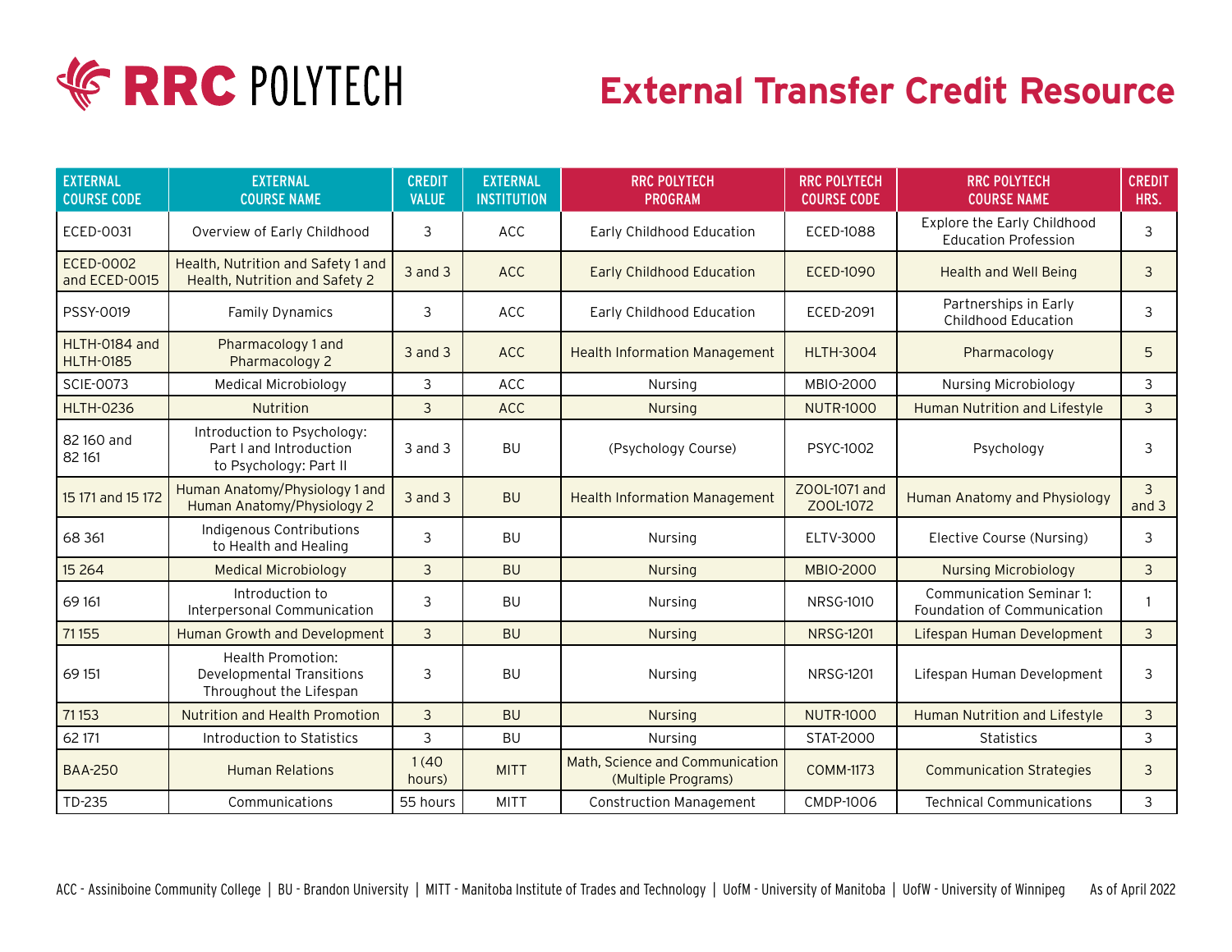# RRC POLYTECH

# External Transfer Credit Resource

| EXTERNAL COURSE CODE | EXTERNAL COURSE NAME | CREDIT VALUE | EXTERNAL INSTITUTION | RRC POLYTECH PROGRAM | RRC POLYTECH COURSE CODE | RRC POLYTECH COURSE NAME | CREDIT HRS. |
|---|---|---|---|---|---|---|---|
| ECED-0031 | Overview of Early Childhood | 3 | ACC | Early Childhood Education | ECED-1088 | Explore the Early Childhood Education Profession | 3 |
| ECED-0002 and ECED-0015 | Health, Nutrition and Safety 1 and Health, Nutrition and Safety 2 | 3 and 3 | ACC | Early Childhood Education | ECED-1090 | Health and Well Being | 3 |
| PSSY-0019 | Family Dynamics | 3 | ACC | Early Childhood Education | ECED-2091 | Partnerships in Early Childhood Education | 3 |
| HLTH-0184 and HLTH-0185 | Pharmacology 1 and Pharmacology 2 | 3 and 3 | ACC | Health Information Management | HLTH-3004 | Pharmacology | 5 |
| SCIE-0073 | Medical Microbiology | 3 | ACC | Nursing | MBIO-2000 | Nursing Microbiology | 3 |
| HLTH-0236 | Nutrition | 3 | ACC | Nursing | NUTR-1000 | Human Nutrition and Lifestyle | 3 |
| 82 160 and 82 161 | Introduction to Psychology: Part I and Introduction to Psychology: Part II | 3 and 3 | BU | (Psychology Course) | PSYC-1002 | Psychology | 3 |
| 15 171 and 15 172 | Human Anatomy/Physiology 1 and Human Anatomy/Physiology 2 | 3 and 3 | BU | Health Information Management | ZOOL-1071 and ZOOL-1072 | Human Anatomy and Physiology | 3 and 3 |
| 68 361 | Indigenous Contributions to Health and Healing | 3 | BU | Nursing | ELTV-3000 | Elective Course (Nursing) | 3 |
| 15 264 | Medical Microbiology | 3 | BU | Nursing | MBIO-2000 | Nursing Microbiology | 3 |
| 69 161 | Introduction to Interpersonal Communication | 3 | BU | Nursing | NRSG-1010 | Communication Seminar 1: Foundation of Communication | 1 |
| 71 155 | Human Growth and Development | 3 | BU | Nursing | NRSG-1201 | Lifespan Human Development | 3 |
| 69 151 | Health Promotion: Developmental Transitions Throughout the Lifespan | 3 | BU | Nursing | NRSG-1201 | Lifespan Human Development | 3 |
| 71 153 | Nutrition and Health Promotion | 3 | BU | Nursing | NUTR-1000 | Human Nutrition and Lifestyle | 3 |
| 62 171 | Introduction to Statistics | 3 | BU | Nursing | STAT-2000 | Statistics | 3 |
| BAA-250 | Human Relations | 1 (40 hours) | MITT | Math, Science and Communication (Multiple Programs) | COMM-1173 | Communication Strategies | 3 |
| TD-235 | Communications | 55 hours | MITT | Construction Management | CMDP-1006 | Technical Communications | 3 |

ACC - Assiniboine Community College | BU - Brandon University | MITT - Manitoba Institute of Trades and Technology | UofM - University of Manitoba | UofW - University of Winnipeg   As of April 2022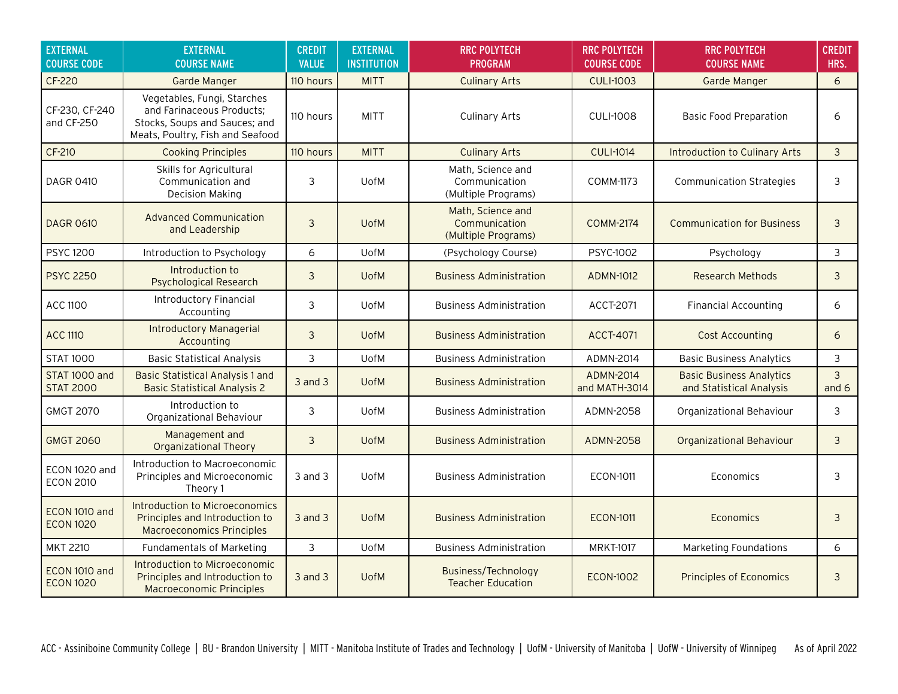| EXTERNAL COURSE CODE | EXTERNAL COURSE NAME | CREDIT VALUE | EXTERNAL INSTITUTION | RRC POLYTECH PROGRAM | RRC POLYTECH COURSE CODE | RRC POLYTECH COURSE NAME | CREDIT HRS. |
|---|---|---|---|---|---|---|---|
| CF-220 | Garde Manger | 110 hours | MITT | Culinary Arts | CULI-1003 | Garde Manger | 6 |
| CF-230, CF-240 and CF-250 | Vegetables, Fungi, Starches and Farinaceous Products; Stocks, Soups and Sauces; and Meats, Poultry, Fish and Seafood | 110 hours | MITT | Culinary Arts | CULI-1008 | Basic Food Preparation | 6 |
| CF-210 | Cooking Principles | 110 hours | MITT | Culinary Arts | CULI-1014 | Introduction to Culinary Arts | 3 |
| DAGR 0410 | Skills for Agricultural Communication and Decision Making | 3 | UofM | Math, Science and Communication (Multiple Programs) | COMM-1173 | Communication Strategies | 3 |
| DAGR 0610 | Advanced Communication and Leadership | 3 | UofM | Math, Science and Communication (Multiple Programs) | COMM-2174 | Communication for Business | 3 |
| PSYC 1200 | Introduction to Psychology | 6 | UofM | (Psychology Course) | PSYC-1002 | Psychology | 3 |
| PSYC 2250 | Introduction to Psychological Research | 3 | UofM | Business Administration | ADMN-1012 | Research Methods | 3 |
| ACC 1100 | Introductory Financial Accounting | 3 | UofM | Business Administration | ACCT-2071 | Financial Accounting | 6 |
| ACC 1110 | Introductory Managerial Accounting | 3 | UofM | Business Administration | ACCT-4071 | Cost Accounting | 6 |
| STAT 1000 | Basic Statistical Analysis | 3 | UofM | Business Administration | ADMN-2014 | Basic Business Analytics | 3 |
| STAT 1000 and STAT 2000 | Basic Statistical Analysis 1 and Basic Statistical Analysis 2 | 3 and 3 | UofM | Business Administration | ADMN-2014 and MATH-3014 | Basic Business Analytics and Statistical Analysis | 3 and 6 |
| GMGT 2070 | Introduction to Organizational Behaviour | 3 | UofM | Business Administration | ADMN-2058 | Organizational Behaviour | 3 |
| GMGT 2060 | Management and Organizational Theory | 3 | UofM | Business Administration | ADMN-2058 | Organizational Behaviour | 3 |
| ECON 1020 and ECON 2010 | Introduction to Macroeconomic Principles and Microeconomic Theory 1 | 3 and 3 | UofM | Business Administration | ECON-1011 | Economics | 3 |
| ECON 1010 and ECON 1020 | Introduction to Microeconomics Principles and Introduction to Macroeconomics Principles | 3 and 3 | UofM | Business Administration | ECON-1011 | Economics | 3 |
| MKT 2210 | Fundamentals of Marketing | 3 | UofM | Business Administration | MRKT-1017 | Marketing Foundations | 6 |
| ECON 1010 and ECON 1020 | Introduction to Microeconomic Principles and Introduction to Macroeconomic Principles | 3 and 3 | UofM | Business/Technology Teacher Education | ECON-1002 | Principles of Economics | 3 |

ACC - Assiniboine Community College | BU - Brandon University | MITT - Manitoba Institute of Trades and Technology | UofM - University of Manitoba | UofW - University of Winnipeg    As of April 2022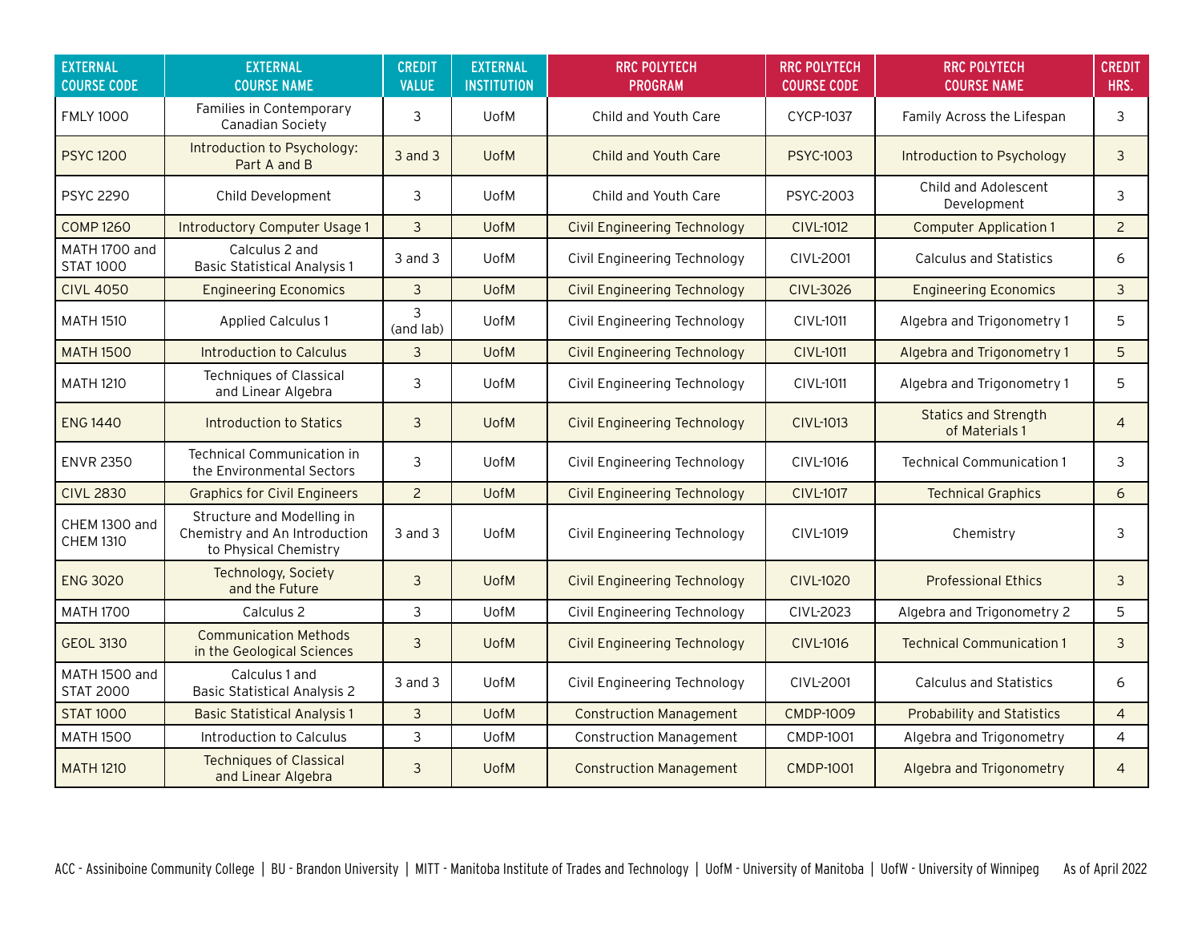| EXTERNAL COURSE CODE | EXTERNAL COURSE NAME | CREDIT VALUE | EXTERNAL INSTITUTION | RRC POLYTECH PROGRAM | RRC POLYTECH COURSE CODE | RRC POLYTECH COURSE NAME | CREDIT HRS. |
|---|---|---|---|---|---|---|---|
| FMLY 1000 | Families in Contemporary Canadian Society | 3 | UofM | Child and Youth Care | CYCP-1037 | Family Across the Lifespan | 3 |
| PSYC 1200 | Introduction to Psychology: Part A and B | 3 and 3 | UofM | Child and Youth Care | PSYC-1003 | Introduction to Psychology | 3 |
| PSYC 2290 | Child Development | 3 | UofM | Child and Youth Care | PSYC-2003 | Child and Adolescent Development | 3 |
| COMP 1260 | Introductory Computer Usage 1 | 3 | UofM | Civil Engineering Technology | CIVL-1012 | Computer Application 1 | 2 |
| MATH 1700 and STAT 1000 | Calculus 2 and Basic Statistical Analysis 1 | 3 and 3 | UofM | Civil Engineering Technology | CIVL-2001 | Calculus and Statistics | 6 |
| CIVL 4050 | Engineering Economics | 3 | UofM | Civil Engineering Technology | CIVL-3026 | Engineering Economics | 3 |
| MATH 1510 | Applied Calculus 1 | 3 (and lab) | UofM | Civil Engineering Technology | CIVL-1011 | Algebra and Trigonometry 1 | 5 |
| MATH 1500 | Introduction to Calculus | 3 | UofM | Civil Engineering Technology | CIVL-1011 | Algebra and Trigonometry 1 | 5 |
| MATH 1210 | Techniques of Classical and Linear Algebra | 3 | UofM | Civil Engineering Technology | CIVL-1011 | Algebra and Trigonometry 1 | 5 |
| ENG 1440 | Introduction to Statics | 3 | UofM | Civil Engineering Technology | CIVL-1013 | Statics and Strength of Materials 1 | 4 |
| ENVR 2350 | Technical Communication in the Environmental Sectors | 3 | UofM | Civil Engineering Technology | CIVL-1016 | Technical Communication 1 | 3 |
| CIVL 2830 | Graphics for Civil Engineers | 2 | UofM | Civil Engineering Technology | CIVL-1017 | Technical Graphics | 6 |
| CHEM 1300 and CHEM 1310 | Structure and Modelling in Chemistry and An Introduction to Physical Chemistry | 3 and 3 | UofM | Civil Engineering Technology | CIVL-1019 | Chemistry | 3 |
| ENG 3020 | Technology, Society and the Future | 3 | UofM | Civil Engineering Technology | CIVL-1020 | Professional Ethics | 3 |
| MATH 1700 | Calculus 2 | 3 | UofM | Civil Engineering Technology | CIVL-2023 | Algebra and Trigonometry 2 | 5 |
| GEOL 3130 | Communication Methods in the Geological Sciences | 3 | UofM | Civil Engineering Technology | CIVL-1016 | Technical Communication 1 | 3 |
| MATH 1500 and STAT 2000 | Calculus 1 and Basic Statistical Analysis 2 | 3 and 3 | UofM | Civil Engineering Technology | CIVL-2001 | Calculus and Statistics | 6 |
| STAT 1000 | Basic Statistical Analysis 1 | 3 | UofM | Construction Management | CMDP-1009 | Probability and Statistics | 4 |
| MATH 1500 | Introduction to Calculus | 3 | UofM | Construction Management | CMDP-1001 | Algebra and Trigonometry | 4 |
| MATH 1210 | Techniques of Classical and Linear Algebra | 3 | UofM | Construction Management | CMDP-1001 | Algebra and Trigonometry | 4 |

ACC - Assiniboine Community College | BU - Brandon University | MITT - Manitoba Institute of Trades and Technology | UofM - University of Manitoba | UofW - University of Winnipeg    As of April 2022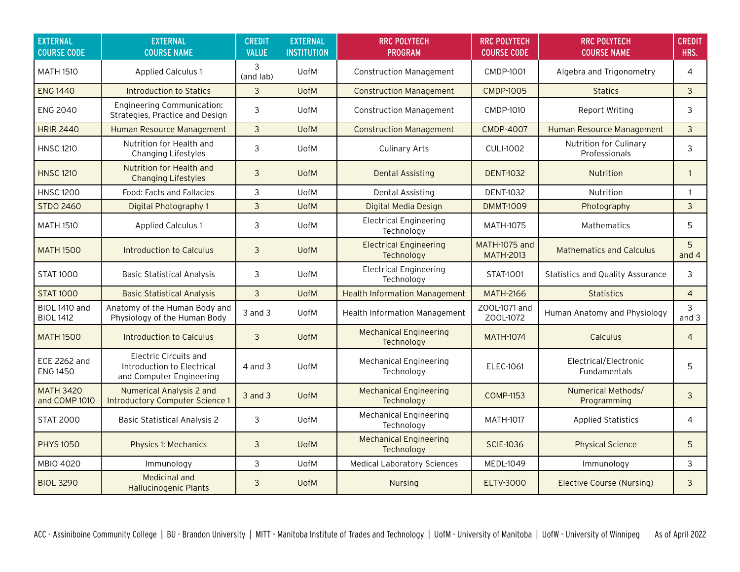| EXTERNAL COURSE CODE | EXTERNAL COURSE NAME | CREDIT VALUE | EXTERNAL INSTITUTION | RRC POLYTECH PROGRAM | RRC POLYTECH COURSE CODE | RRC POLYTECH COURSE NAME | CREDIT HRS. |
|---|---|---|---|---|---|---|---|
| MATH 1510 | Applied Calculus 1 | 3 (and lab) | UofM | Construction Management | CMDP-1001 | Algebra and Trigonometry | 4 |
| ENG 1440 | Introduction to Statics | 3 | UofM | Construction Management | CMDP-1005 | Statics | 3 |
| ENG 2040 | Engineering Communication: Strategies, Practice and Design | 3 | UofM | Construction Management | CMDP-1010 | Report Writing | 3 |
| HRIR 2440 | Human Resource Management | 3 | UofM | Construction Management | CMDP-4007 | Human Resource Management | 3 |
| HNSC 1210 | Nutrition for Health and Changing Lifestyles | 3 | UofM | Culinary Arts | CULI-1002 | Nutrition for Culinary Professionals | 3 |
| HNSC 1210 | Nutrition for Health and Changing Lifestyles | 3 | UofM | Dental Assisting | DENT-1032 | Nutrition | 1 |
| HNSC 1200 | Food: Facts and Fallacies | 3 | UofM | Dental Assisting | DENT-1032 | Nutrition | 1 |
| STDO 2460 | Digital Photography 1 | 3 | UofM | Digital Media Design | DMMT-1009 | Photography | 3 |
| MATH 1510 | Applied Calculus 1 | 3 | UofM | Electrical Engineering Technology | MATH-1075 | Mathematics | 5 |
| MATH 1500 | Introduction to Calculus | 3 | UofM | Electrical Engineering Technology | MATH-1075 and MATH-2013 | Mathematics and Calculus | 5 and 4 |
| STAT 1000 | Basic Statistical Analysis | 3 | UofM | Electrical Engineering Technology | STAT-1001 | Statistics and Quality Assurance | 3 |
| STAT 1000 | Basic Statistical Analysis | 3 | UofM | Health Information Management | MATH-2166 | Statistics | 4 |
| BIOL 1410 and BIOL 1412 | Anatomy of the Human Body and Physiology of the Human Body | 3 and 3 | UofM | Health Information Management | ZOOL-1071 and ZOOL-1072 | Human Anatomy and Physiology | 3 and 3 |
| MATH 1500 | Introduction to Calculus | 3 | UofM | Mechanical Engineering Technology | MATH-1074 | Calculus | 4 |
| ECE 2262 and ENG 1450 | Electric Circuits and Introduction to Electrical and Computer Engineering | 4 and 3 | UofM | Mechanical Engineering Technology | ELEC-1061 | Electrical/Electronic Fundamentals | 5 |
| MATH 3420 and COMP 1010 | Numerical Analysis 2 and Introductory Computer Science 1 | 3 and 3 | UofM | Mechanical Engineering Technology | COMP-1153 | Numerical Methods/ Programming | 3 |
| STAT 2000 | Basic Statistical Analysis 2 | 3 | UofM | Mechanical Engineering Technology | MATH-1017 | Applied Statistics | 4 |
| PHYS 1050 | Physics 1: Mechanics | 3 | UofM | Mechanical Engineering Technology | SCIE-1036 | Physical Science | 5 |
| MBIO 4020 | Immunology | 3 | UofM | Medical Laboratory Sciences | MEDL-1049 | Immunology | 3 |
| BIOL 3290 | Medicinal and Hallucinogenic Plants | 3 | UofM | Nursing | ELTV-3000 | Elective Course (Nursing) | 3 |

ACC - Assiniboine Community College | BU - Brandon University | MITT - Manitoba Institute of Trades and Technology | UofM - University of Manitoba | UofW - University of Winnipeg    As of April 2022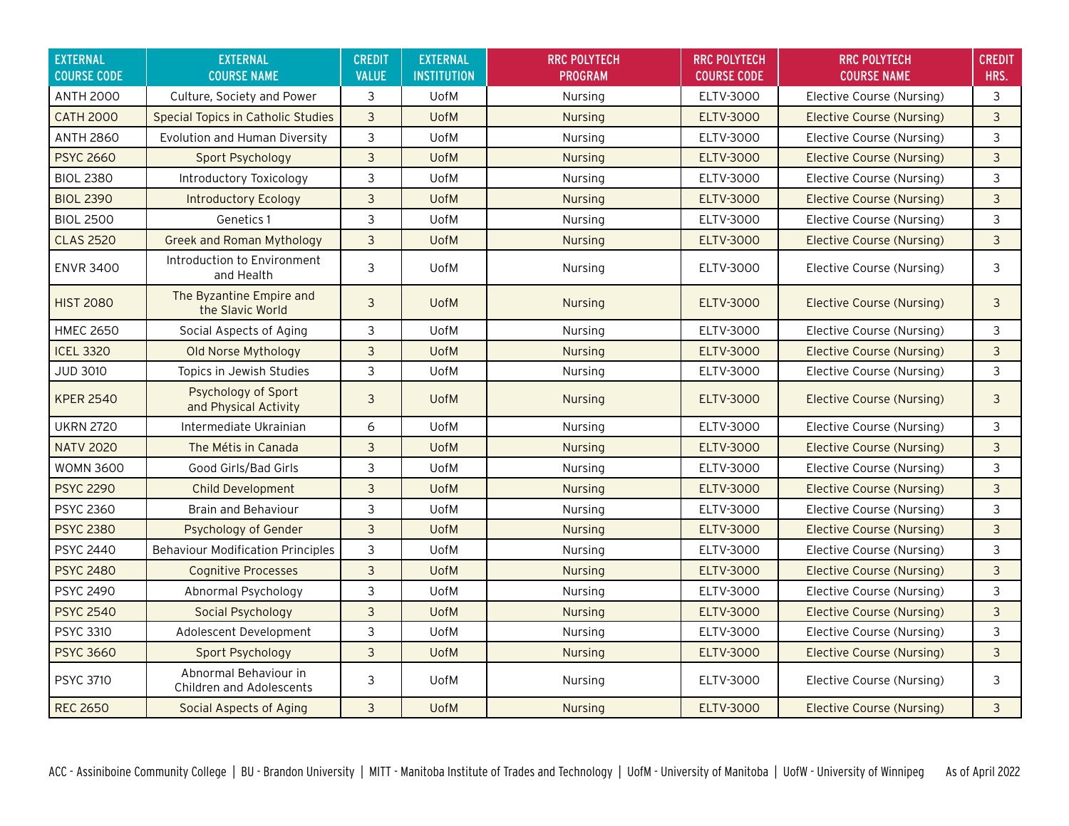| EXTERNAL COURSE CODE | EXTERNAL COURSE NAME | CREDIT VALUE | EXTERNAL INSTITUTION | RRC POLYTECH PROGRAM | RRC POLYTECH COURSE CODE | RRC POLYTECH COURSE NAME | CREDIT HRS. |
|---|---|---|---|---|---|---|---|
| ANTH 2000 | Culture, Society and Power | 3 | UofM | Nursing | ELTV-3000 | Elective Course (Nursing) | 3 |
| CATH 2000 | Special Topics in Catholic Studies | 3 | UofM | Nursing | ELTV-3000 | Elective Course (Nursing) | 3 |
| ANTH 2860 | Evolution and Human Diversity | 3 | UofM | Nursing | ELTV-3000 | Elective Course (Nursing) | 3 |
| PSYC 2660 | Sport Psychology | 3 | UofM | Nursing | ELTV-3000 | Elective Course (Nursing) | 3 |
| BIOL 2380 | Introductory Toxicology | 3 | UofM | Nursing | ELTV-3000 | Elective Course (Nursing) | 3 |
| BIOL 2390 | Introductory Ecology | 3 | UofM | Nursing | ELTV-3000 | Elective Course (Nursing) | 3 |
| BIOL 2500 | Genetics 1 | 3 | UofM | Nursing | ELTV-3000 | Elective Course (Nursing) | 3 |
| CLAS 2520 | Greek and Roman Mythology | 3 | UofM | Nursing | ELTV-3000 | Elective Course (Nursing) | 3 |
| ENVR 3400 | Introduction to Environment and Health | 3 | UofM | Nursing | ELTV-3000 | Elective Course (Nursing) | 3 |
| HIST 2080 | The Byzantine Empire and the Slavic World | 3 | UofM | Nursing | ELTV-3000 | Elective Course (Nursing) | 3 |
| HMEC 2650 | Social Aspects of Aging | 3 | UofM | Nursing | ELTV-3000 | Elective Course (Nursing) | 3 |
| ICEL 3320 | Old Norse Mythology | 3 | UofM | Nursing | ELTV-3000 | Elective Course (Nursing) | 3 |
| JUD 3010 | Topics in Jewish Studies | 3 | UofM | Nursing | ELTV-3000 | Elective Course (Nursing) | 3 |
| KPER 2540 | Psychology of Sport and Physical Activity | 3 | UofM | Nursing | ELTV-3000 | Elective Course (Nursing) | 3 |
| UKRN 2720 | Intermediate Ukrainian | 6 | UofM | Nursing | ELTV-3000 | Elective Course (Nursing) | 3 |
| NATV 2020 | The Métis in Canada | 3 | UofM | Nursing | ELTV-3000 | Elective Course (Nursing) | 3 |
| WOMN 3600 | Good Girls/Bad Girls | 3 | UofM | Nursing | ELTV-3000 | Elective Course (Nursing) | 3 |
| PSYC 2290 | Child Development | 3 | UofM | Nursing | ELTV-3000 | Elective Course (Nursing) | 3 |
| PSYC 2360 | Brain and Behaviour | 3 | UofM | Nursing | ELTV-3000 | Elective Course (Nursing) | 3 |
| PSYC 2380 | Psychology of Gender | 3 | UofM | Nursing | ELTV-3000 | Elective Course (Nursing) | 3 |
| PSYC 2440 | Behaviour Modification Principles | 3 | UofM | Nursing | ELTV-3000 | Elective Course (Nursing) | 3 |
| PSYC 2480 | Cognitive Processes | 3 | UofM | Nursing | ELTV-3000 | Elective Course (Nursing) | 3 |
| PSYC 2490 | Abnormal Psychology | 3 | UofM | Nursing | ELTV-3000 | Elective Course (Nursing) | 3 |
| PSYC 2540 | Social Psychology | 3 | UofM | Nursing | ELTV-3000 | Elective Course (Nursing) | 3 |
| PSYC 3310 | Adolescent Development | 3 | UofM | Nursing | ELTV-3000 | Elective Course (Nursing) | 3 |
| PSYC 3660 | Sport Psychology | 3 | UofM | Nursing | ELTV-3000 | Elective Course (Nursing) | 3 |
| PSYC 3710 | Abnormal Behaviour in Children and Adolescents | 3 | UofM | Nursing | ELTV-3000 | Elective Course (Nursing) | 3 |
| REC 2650 | Social Aspects of Aging | 3 | UofM | Nursing | ELTV-3000 | Elective Course (Nursing) | 3 |

ACC - Assiniboine Community College | BU - Brandon University | MITT - Manitoba Institute of Trades and Technology | UofM - University of Manitoba | UofW - University of Winnipeg    As of April 2022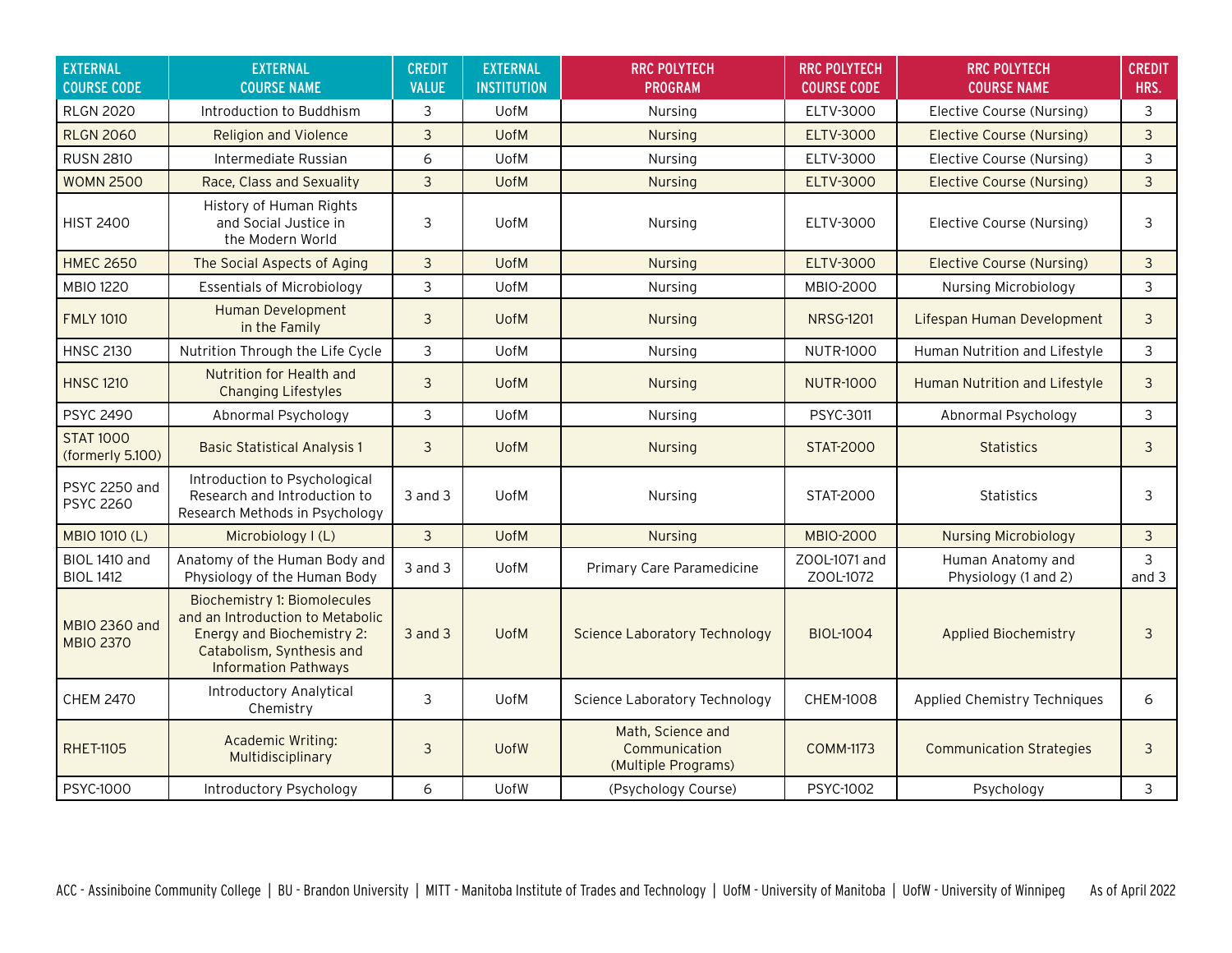| EXTERNAL COURSE CODE | EXTERNAL COURSE NAME | CREDIT VALUE | EXTERNAL INSTITUTION | RRC POLYTECH PROGRAM | RRC POLYTECH COURSE CODE | RRC POLYTECH COURSE NAME | CREDIT HRS. |
|---|---|---|---|---|---|---|---|
| RLGN 2020 | Introduction to Buddhism | 3 | UofM | Nursing | ELTV-3000 | Elective Course (Nursing) | 3 |
| RLGN 2060 | Religion and Violence | 3 | UofM | Nursing | ELTV-3000 | Elective Course (Nursing) | 3 |
| RUSN 2810 | Intermediate Russian | 6 | UofM | Nursing | ELTV-3000 | Elective Course (Nursing) | 3 |
| WOMN 2500 | Race, Class and Sexuality | 3 | UofM | Nursing | ELTV-3000 | Elective Course (Nursing) | 3 |
| HIST 2400 | History of Human Rights and Social Justice in the Modern World | 3 | UofM | Nursing | ELTV-3000 | Elective Course (Nursing) | 3 |
| HMEC 2650 | The Social Aspects of Aging | 3 | UofM | Nursing | ELTV-3000 | Elective Course (Nursing) | 3 |
| MBIO 1220 | Essentials of Microbiology | 3 | UofM | Nursing | MBIO-2000 | Nursing Microbiology | 3 |
| FMLY 1010 | Human Development in the Family | 3 | UofM | Nursing | NRSG-1201 | Lifespan Human Development | 3 |
| HNSC 2130 | Nutrition Through the Life Cycle | 3 | UofM | Nursing | NUTR-1000 | Human Nutrition and Lifestyle | 3 |
| HNSC 1210 | Nutrition for Health and Changing Lifestyles | 3 | UofM | Nursing | NUTR-1000 | Human Nutrition and Lifestyle | 3 |
| PSYC 2490 | Abnormal Psychology | 3 | UofM | Nursing | PSYC-3011 | Abnormal Psychology | 3 |
| STAT 1000 (formerly 5.100) | Basic Statistical Analysis 1 | 3 | UofM | Nursing | STAT-2000 | Statistics | 3 |
| PSYC 2250 and PSYC 2260 | Introduction to Psychological Research and Introduction to Research Methods in Psychology | 3 and 3 | UofM | Nursing | STAT-2000 | Statistics | 3 |
| MBIO 1010 (L) | Microbiology I (L) | 3 | UofM | Nursing | MBIO-2000 | Nursing Microbiology | 3 |
| BIOL 1410 and BIOL 1412 | Anatomy of the Human Body and Physiology of the Human Body | 3 and 3 | UofM | Primary Care Paramedicine | ZOOL-1071 and ZOOL-1072 | Human Anatomy and Physiology (1 and 2) | 3 and 3 |
| MBIO 2360 and MBIO 2370 | Biochemistry 1: Biomolecules and an Introduction to Metabolic Energy and Biochemistry 2: Catabolism, Synthesis and Information Pathways | 3 and 3 | UofM | Science Laboratory Technology | BIOL-1004 | Applied Biochemistry | 3 |
| CHEM 2470 | Introductory Analytical Chemistry | 3 | UofM | Science Laboratory Technology | CHEM-1008 | Applied Chemistry Techniques | 6 |
| RHET-1105 | Academic Writing: Multidisciplinary | 3 | UofW | Math, Science and Communication (Multiple Programs) | COMM-1173 | Communication Strategies | 3 |
| PSYC-1000 | Introductory Psychology | 6 | UofW | (Psychology Course) | PSYC-1002 | Psychology | 3 |

ACC - Assiniboine Community College | BU - Brandon University | MITT - Manitoba Institute of Trades and Technology | UofM - University of Manitoba | UofW - University of Winnipeg    As of April 2022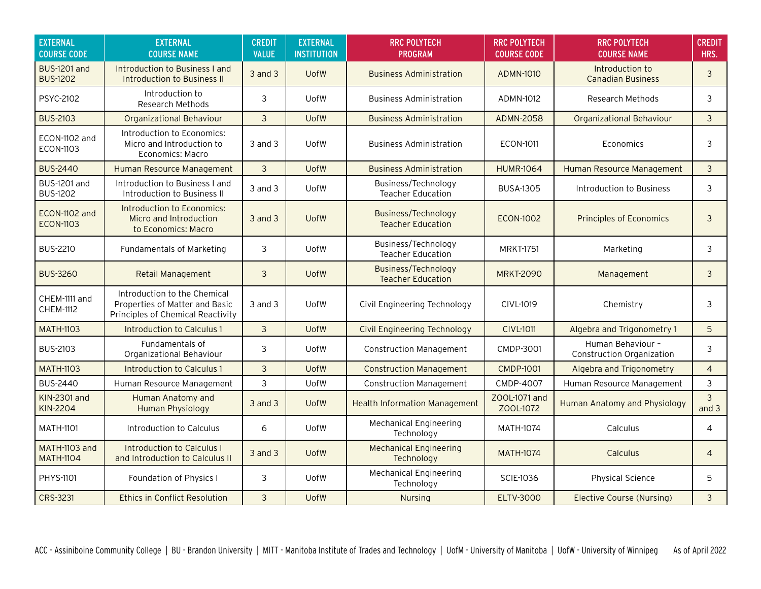| EXTERNAL COURSE CODE | EXTERNAL COURSE NAME | CREDIT VALUE | EXTERNAL INSTITUTION | RRC POLYTECH PROGRAM | RRC POLYTECH COURSE CODE | RRC POLYTECH COURSE NAME | CREDIT HRS. |
|---|---|---|---|---|---|---|---|
| BUS-1201 and BUS-1202 | Introduction to Business I and Introduction to Business II | 3 and 3 | UofW | Business Administration | ADMN-1010 | Introduction to Canadian Business | 3 |
| PSYC-2102 | Introduction to Research Methods | 3 | UofW | Business Administration | ADMN-1012 | Research Methods | 3 |
| BUS-2103 | Organizational Behaviour | 3 | UofW | Business Administration | ADMN-2058 | Organizational Behaviour | 3 |
| ECON-1102 and ECON-1103 | Introduction to Economics: Micro and Introduction to Economics: Macro | 3 and 3 | UofW | Business Administration | ECON-1011 | Economics | 3 |
| BUS-2440 | Human Resource Management | 3 | UofW | Business Administration | HUMR-1064 | Human Resource Management | 3 |
| BUS-1201 and BUS-1202 | Introduction to Business I and Introduction to Business II | 3 and 3 | UofW | Business/Technology Teacher Education | BUSA-1305 | Introduction to Business | 3 |
| ECON-1102 and ECON-1103 | Introduction to Economics: Micro and Introduction to Economics: Macro | 3 and 3 | UofW | Business/Technology Teacher Education | ECON-1002 | Principles of Economics | 3 |
| BUS-2210 | Fundamentals of Marketing | 3 | UofW | Business/Technology Teacher Education | MRKT-1751 | Marketing | 3 |
| BUS-3260 | Retail Management | 3 | UofW | Business/Technology Teacher Education | MRKT-2090 | Management | 3 |
| CHEM-1111 and CHEM-1112 | Introduction to the Chemical Properties of Matter and Basic Principles of Chemical Reactivity | 3 and 3 | UofW | Civil Engineering Technology | CIVL-1019 | Chemistry | 3 |
| MATH-1103 | Introduction to Calculus 1 | 3 | UofW | Civil Engineering Technology | CIVL-1011 | Algebra and Trigonometry 1 | 5 |
| BUS-2103 | Fundamentals of Organizational Behaviour | 3 | UofW | Construction Management | CMDP-3001 | Human Behaviour – Construction Organization | 3 |
| MATH-1103 | Introduction to Calculus 1 | 3 | UofW | Construction Management | CMDP-1001 | Algebra and Trigonometry | 4 |
| BUS-2440 | Human Resource Management | 3 | UofW | Construction Management | CMDP-4007 | Human Resource Management | 3 |
| KIN-2301 and KIN-2204 | Human Anatomy and Human Physiology | 3 and 3 | UofW | Health Information Management | ZOOL-1071 and ZOOL-1072 | Human Anatomy and Physiology | 3 and 3 |
| MATH-1101 | Introduction to Calculus | 6 | UofW | Mechanical Engineering Technology | MATH-1074 | Calculus | 4 |
| MATH-1103 and MATH-1104 | Introduction to Calculus I and Introduction to Calculus II | 3 and 3 | UofW | Mechanical Engineering Technology | MATH-1074 | Calculus | 4 |
| PHYS-1101 | Foundation of Physics I | 3 | UofW | Mechanical Engineering Technology | SCIE-1036 | Physical Science | 5 |
| CRS-3231 | Ethics in Conflict Resolution | 3 | UofW | Nursing | ELTV-3000 | Elective Course (Nursing) | 3 |

ACC - Assiniboine Community College | BU - Brandon University | MITT - Manitoba Institute of Trades and Technology | UofM - University of Manitoba | UofW - University of Winnipeg    As of April 2022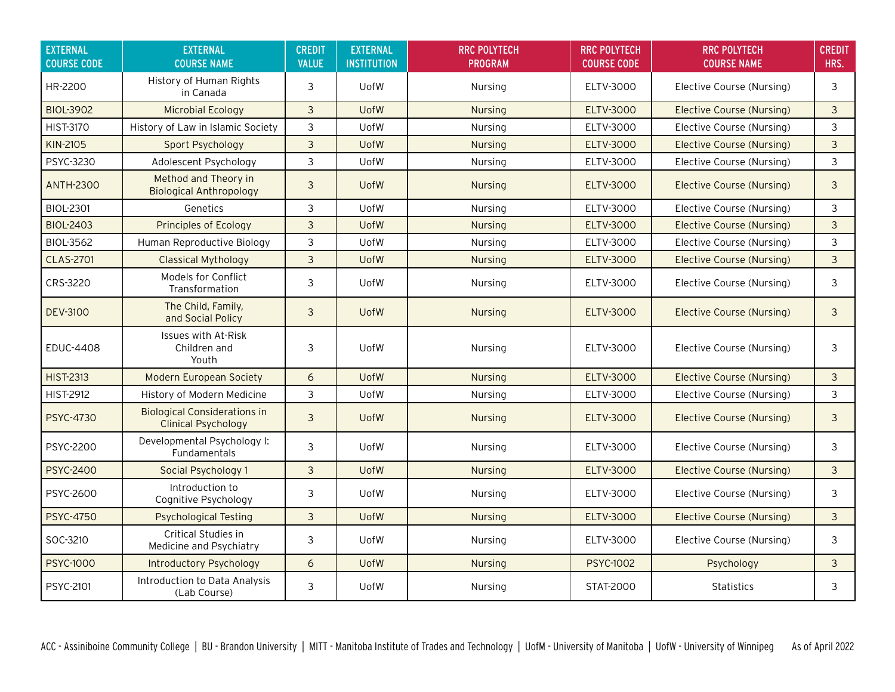| EXTERNAL COURSE CODE | EXTERNAL COURSE NAME | CREDIT VALUE | EXTERNAL INSTITUTION | RRC POLYTECH PROGRAM | RRC POLYTECH COURSE CODE | RRC POLYTECH COURSE NAME | CREDIT HRS. |
|---|---|---|---|---|---|---|---|
| HR-2200 | History of Human Rights in Canada | 3 | UofW | Nursing | ELTV-3000 | Elective Course (Nursing) | 3 |
| BIOL-3902 | Microbial Ecology | 3 | UofW | Nursing | ELTV-3000 | Elective Course (Nursing) | 3 |
| HIST-3170 | History of Law in Islamic Society | 3 | UofW | Nursing | ELTV-3000 | Elective Course (Nursing) | 3 |
| KIN-2105 | Sport Psychology | 3 | UofW | Nursing | ELTV-3000 | Elective Course (Nursing) | 3 |
| PSYC-3230 | Adolescent Psychology | 3 | UofW | Nursing | ELTV-3000 | Elective Course (Nursing) | 3 |
| ANTH-2300 | Method and Theory in Biological Anthropology | 3 | UofW | Nursing | ELTV-3000 | Elective Course (Nursing) | 3 |
| BIOL-2301 | Genetics | 3 | UofW | Nursing | ELTV-3000 | Elective Course (Nursing) | 3 |
| BIOL-2403 | Principles of Ecology | 3 | UofW | Nursing | ELTV-3000 | Elective Course (Nursing) | 3 |
| BIOL-3562 | Human Reproductive Biology | 3 | UofW | Nursing | ELTV-3000 | Elective Course (Nursing) | 3 |
| CLAS-2701 | Classical Mythology | 3 | UofW | Nursing | ELTV-3000 | Elective Course (Nursing) | 3 |
| CRS-3220 | Models for Conflict Transformation | 3 | UofW | Nursing | ELTV-3000 | Elective Course (Nursing) | 3 |
| DEV-3100 | The Child, Family, and Social Policy | 3 | UofW | Nursing | ELTV-3000 | Elective Course (Nursing) | 3 |
| EDUC-4408 | Issues with At-Risk Children and Youth | 3 | UofW | Nursing | ELTV-3000 | Elective Course (Nursing) | 3 |
| HIST-2313 | Modern European Society | 6 | UofW | Nursing | ELTV-3000 | Elective Course (Nursing) | 3 |
| HIST-2912 | History of Modern Medicine | 3 | UofW | Nursing | ELTV-3000 | Elective Course (Nursing) | 3 |
| PSYC-4730 | Biological Considerations in Clinical Psychology | 3 | UofW | Nursing | ELTV-3000 | Elective Course (Nursing) | 3 |
| PSYC-2200 | Developmental Psychology I: Fundamentals | 3 | UofW | Nursing | ELTV-3000 | Elective Course (Nursing) | 3 |
| PSYC-2400 | Social Psychology 1 | 3 | UofW | Nursing | ELTV-3000 | Elective Course (Nursing) | 3 |
| PSYC-2600 | Introduction to Cognitive Psychology | 3 | UofW | Nursing | ELTV-3000 | Elective Course (Nursing) | 3 |
| PSYC-4750 | Psychological Testing | 3 | UofW | Nursing | ELTV-3000 | Elective Course (Nursing) | 3 |
| SOC-3210 | Critical Studies in Medicine and Psychiatry | 3 | UofW | Nursing | ELTV-3000 | Elective Course (Nursing) | 3 |
| PSYC-1000 | Introductory Psychology | 6 | UofW | Nursing | PSYC-1002 | Psychology | 3 |
| PSYC-2101 | Introduction to Data Analysis (Lab Course) | 3 | UofW | Nursing | STAT-2000 | Statistics | 3 |

ACC - Assiniboine Community College | BU - Brandon University | MITT - Manitoba Institute of Trades and Technology | UofM - University of Manitoba | UofW - University of Winnipeg    As of April 2022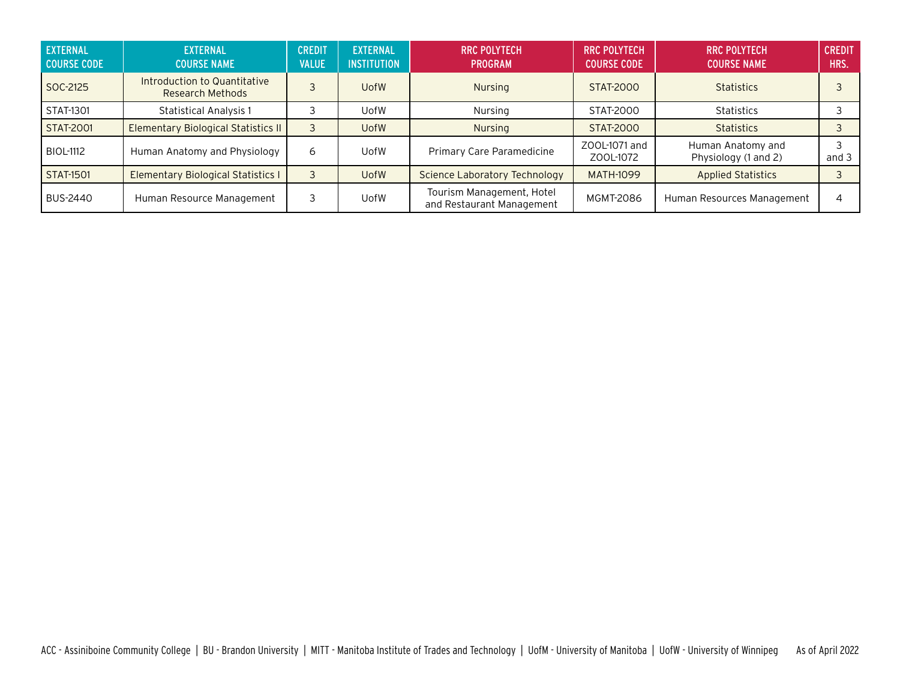| EXTERNAL COURSE CODE | EXTERNAL COURSE NAME | CREDIT VALUE | EXTERNAL INSTITUTION | RRC POLYTECH PROGRAM | RRC POLYTECH COURSE CODE | RRC POLYTECH COURSE NAME | CREDIT HRS. |
|---|---|---|---|---|---|---|---|
| SOC-2125 | Introduction to Quantitative Research Methods | 3 | UofW | Nursing | STAT-2000 | Statistics | 3 |
| STAT-1301 | Statistical Analysis 1 | 3 | UofW | Nursing | STAT-2000 | Statistics | 3 |
| STAT-2001 | Elementary Biological Statistics II | 3 | UofW | Nursing | STAT-2000 | Statistics | 3 |
| BIOL-1112 | Human Anatomy and Physiology | 6 | UofW | Primary Care Paramedicine | ZOOL-1071 and ZOOL-1072 | Human Anatomy and Physiology (1 and 2) | 3 and 3 |
| STAT-1501 | Elementary Biological Statistics I | 3 | UofW | Science Laboratory Technology | MATH-1099 | Applied Statistics | 3 |
| BUS-2440 | Human Resource Management | 3 | UofW | Tourism Management, Hotel and Restaurant Management | MGMT-2086 | Human Resources Management | 4 |

ACC - Assiniboine Community College | BU - Brandon University | MITT - Manitoba Institute of Trades and Technology | UofM - University of Manitoba | UofW - University of Winnipeg     As of April 2022